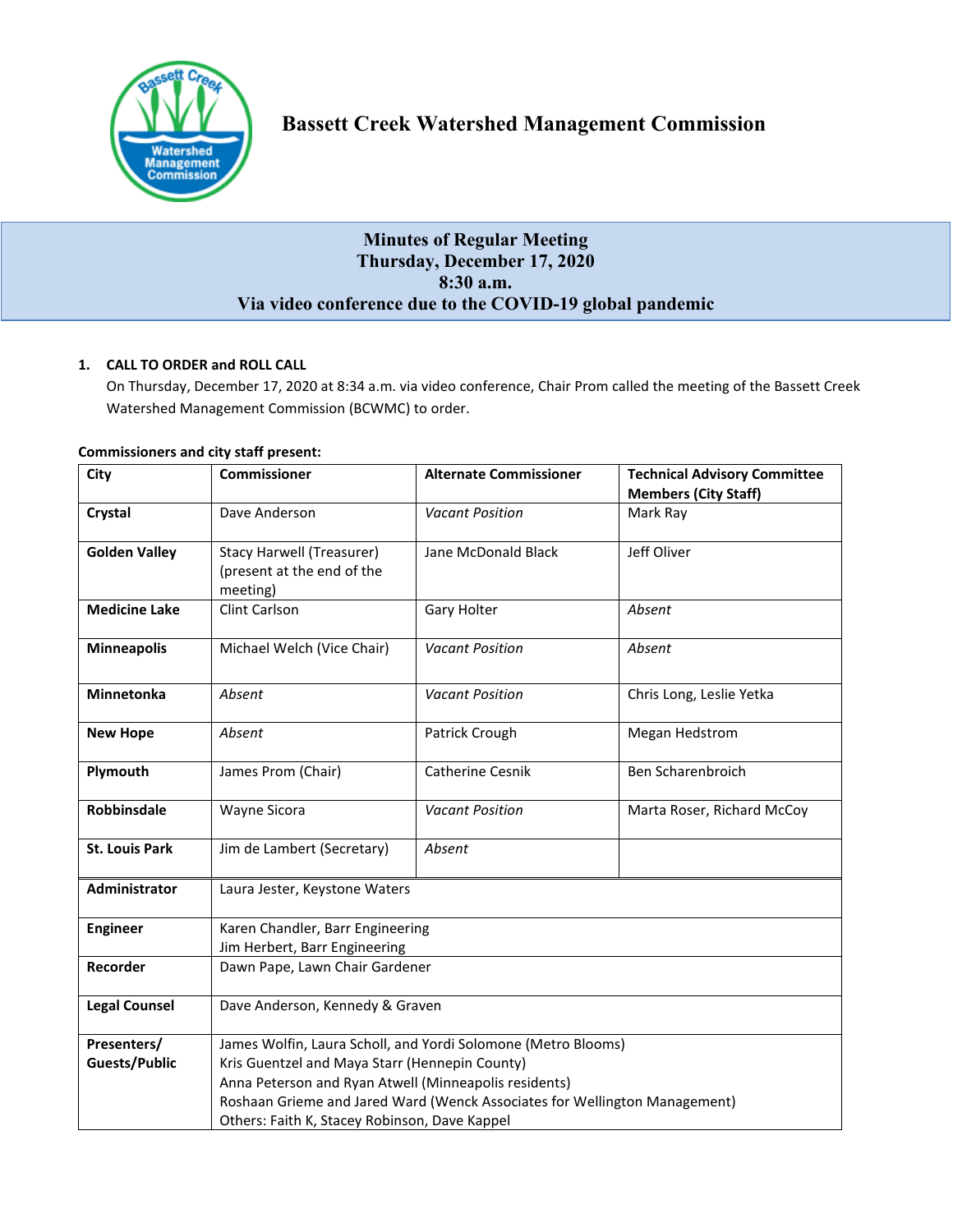# Bassett Creek Watershed Management Commission

**Minutes of Regular Meeting**
**Thursday, December 17, 2020**
**8:30 a.m.**
**Via video conference due to the COVID-19 global pandemic**

**1. CALL TO ORDER and ROLL CALL**

On Thursday, December 17, 2020 at 8:34 a.m. via video conference, Chair Prom called the meeting of the Bassett Creek Watershed Management Commission (BCWMC) to order.

**Commissioners and city staff present:**

| City | Commissioner | Alternate Commissioner | Technical Advisory Committee Members (City Staff) |
|---|---|---|---|
| **Crystal** | Dave Anderson | *Vacant Position* | Mark Ray |
| **Golden Valley** | Stacy Harwell (Treasurer) (present at the end of the meeting) | Jane McDonald Black | Jeff Oliver |
| **Medicine Lake** | Clint Carlson | Gary Holter | *Absent* |
| **Minneapolis** | Michael Welch (Vice Chair) | *Vacant Position* | *Absent* |
| **Minnetonka** | *Absent* | *Vacant Position* | Chris Long, Leslie Yetka |
| **New Hope** | *Absent* | Patrick Crough | Megan Hedstrom |
| **Plymouth** | James Prom (Chair) | Catherine Cesnik | Ben Scharenbroich |
| **Robbinsdale** | Wayne Sicora | *Vacant Position* | Marta Roser, Richard McCoy |
| **St. Louis Park** | Jim de Lambert (Secretary) | *Absent* | |
| **Administrator** | Laura Jester, Keystone Waters | | |
| **Engineer** | Karen Chandler, Barr Engineering<br>Jim Herbert, Barr Engineering | | |
| **Recorder** | Dawn Pape, Lawn Chair Gardener | | |
| **Legal Counsel** | Dave Anderson, Kennedy & Graven | | |
| **Presenters/ Guests/Public** | James Wolfin, Laura Scholl, and Yordi Solomone (Metro Blooms)<br>Kris Guentzel and Maya Starr (Hennepin County)<br>Anna Peterson and Ryan Atwell (Minneapolis residents)<br>Roshaan Grieme and Jared Ward (Wenck Associates for Wellington Management)<br>Others: Faith K, Stacey Robinson, Dave Kappel | | |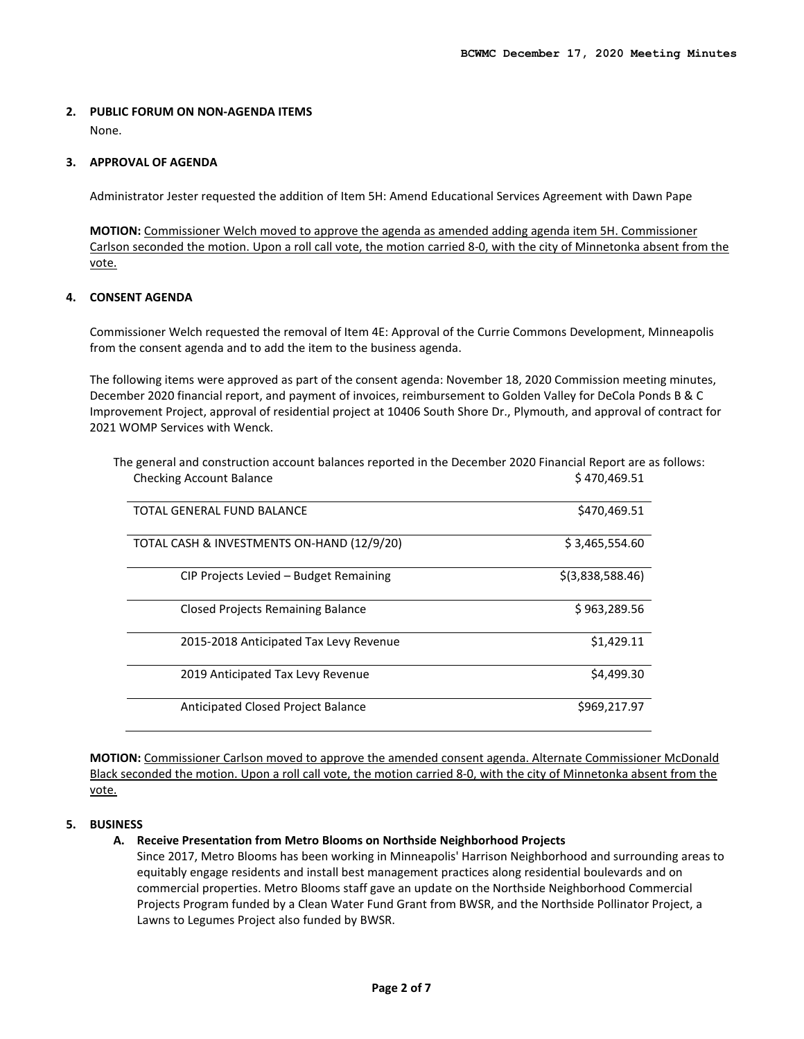## 2. PUBLIC FORUM ON NON-AGENDA ITEMS

None.

## 3. APPROVAL OF AGENDA

Administrator Jester requested the addition of Item 5H: Amend Educational Services Agreement with Dawn Pape

**MOTION:** Commissioner Welch moved to approve the agenda as amended adding agenda item 5H. Commissioner Carlson seconded the motion. Upon a roll call vote, the motion carried 8-0, with the city of Minnetonka absent from the vote.

## 4. CONSENT AGENDA

Commissioner Welch requested the removal of Item 4E: Approval of the Currie Commons Development, Minneapolis from the consent agenda and to add the item to the business agenda.

The following items were approved as part of the consent agenda: November 18, 2020 Commission meeting minutes, December 2020 financial report, and payment of invoices, reimbursement to Golden Valley for DeCola Ponds B & C Improvement Project, approval of residential project at 10406 South Shore Dr., Plymouth, and approval of contract for 2021 WOMP Services with Wenck.

The general and construction account balances reported in the December 2020 Financial Report are as follows:

| | |
|---|---|
| Checking Account Balance | $ 470,469.51 |
| TOTAL GENERAL FUND BALANCE | $470,469.51 |
| TOTAL CASH & INVESTMENTS ON-HAND (12/9/20) | $ 3,465,554.60 |
| CIP Projects Levied – Budget Remaining | $(3,838,588.46) |
| Closed Projects Remaining Balance | $ 963,289.56 |
| 2015-2018 Anticipated Tax Levy Revenue | $1,429.11 |
| 2019 Anticipated Tax Levy Revenue | $4,499.30 |
| Anticipated Closed Project Balance | $969,217.97 |

**MOTION:** Commissioner Carlson moved to approve the amended consent agenda. Alternate Commissioner McDonald Black seconded the motion. Upon a roll call vote, the motion carried 8-0, with the city of Minnetonka absent from the vote.

## 5. BUSINESS

### A. Receive Presentation from Metro Blooms on Northside Neighborhood Projects

Since 2017, Metro Blooms has been working in Minneapolis' Harrison Neighborhood and surrounding areas to equitably engage residents and install best management practices along residential boulevards and on commercial properties. Metro Blooms staff gave an update on the Northside Neighborhood Commercial Projects Program funded by a Clean Water Fund Grant from BWSR, and the Northside Pollinator Project, a Lawns to Legumes Project also funded by BWSR.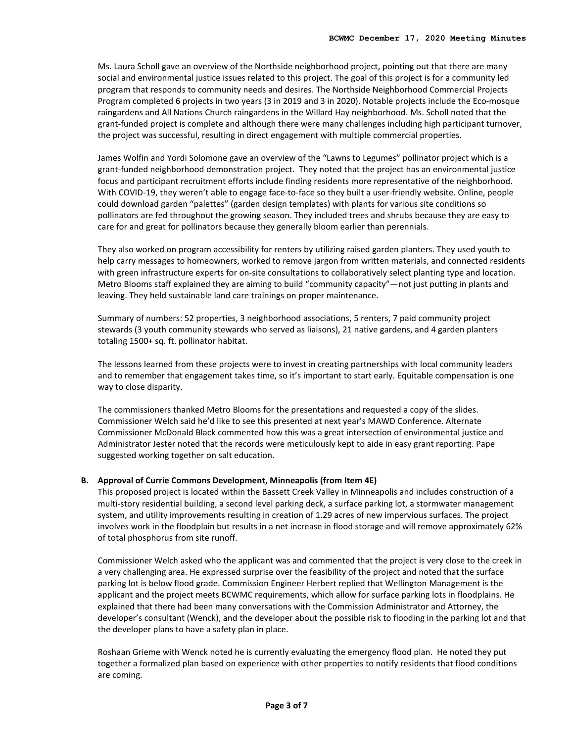Ms. Laura Scholl gave an overview of the Northside neighborhood project, pointing out that there are many social and environmental justice issues related to this project. The goal of this project is for a community led program that responds to community needs and desires. The Northside Neighborhood Commercial Projects Program completed 6 projects in two years (3 in 2019 and 3 in 2020). Notable projects include the Eco-mosque raingardens and All Nations Church raingardens in the Willard Hay neighborhood. Ms. Scholl noted that the grant-funded project is complete and although there were many challenges including high participant turnover, the project was successful, resulting in direct engagement with multiple commercial properties.

James Wolfin and Yordi Solomone gave an overview of the "Lawns to Legumes" pollinator project which is a grant-funded neighborhood demonstration project. They noted that the project has an environmental justice focus and participant recruitment efforts include finding residents more representative of the neighborhood. With COVID-19, they weren't able to engage face-to-face so they built a user-friendly website. Online, people could download garden "palettes" (garden design templates) with plants for various site conditions so pollinators are fed throughout the growing season. They included trees and shrubs because they are easy to care for and great for pollinators because they generally bloom earlier than perennials.

They also worked on program accessibility for renters by utilizing raised garden planters. They used youth to help carry messages to homeowners, worked to remove jargon from written materials, and connected residents with green infrastructure experts for on-site consultations to collaboratively select planting type and location. Metro Blooms staff explained they are aiming to build "community capacity"—not just putting in plants and leaving. They held sustainable land care trainings on proper maintenance.

Summary of numbers: 52 properties, 3 neighborhood associations, 5 renters, 7 paid community project stewards (3 youth community stewards who served as liaisons), 21 native gardens, and 4 garden planters totaling 1500+ sq. ft. pollinator habitat.

The lessons learned from these projects were to invest in creating partnerships with local community leaders and to remember that engagement takes time, so it's important to start early. Equitable compensation is one way to close disparity.

The commissioners thanked Metro Blooms for the presentations and requested a copy of the slides. Commissioner Welch said he'd like to see this presented at next year's MAWD Conference. Alternate Commissioner McDonald Black commented how this was a great intersection of environmental justice and Administrator Jester noted that the records were meticulously kept to aide in easy grant reporting. Pape suggested working together on salt education.

**B. Approval of Currie Commons Development, Minneapolis (from Item 4E)**

This proposed project is located within the Bassett Creek Valley in Minneapolis and includes construction of a multi-story residential building, a second level parking deck, a surface parking lot, a stormwater management system, and utility improvements resulting in creation of 1.29 acres of new impervious surfaces. The project involves work in the floodplain but results in a net increase in flood storage and will remove approximately 62% of total phosphorus from site runoff.

Commissioner Welch asked who the applicant was and commented that the project is very close to the creek in a very challenging area. He expressed surprise over the feasibility of the project and noted that the surface parking lot is below flood grade. Commission Engineer Herbert replied that Wellington Management is the applicant and the project meets BCWMC requirements, which allow for surface parking lots in floodplains. He explained that there had been many conversations with the Commission Administrator and Attorney, the developer's consultant (Wenck), and the developer about the possible risk to flooding in the parking lot and that the developer plans to have a safety plan in place.

Roshaan Grieme with Wenck noted he is currently evaluating the emergency flood plan. He noted they put together a formalized plan based on experience with other properties to notify residents that flood conditions are coming.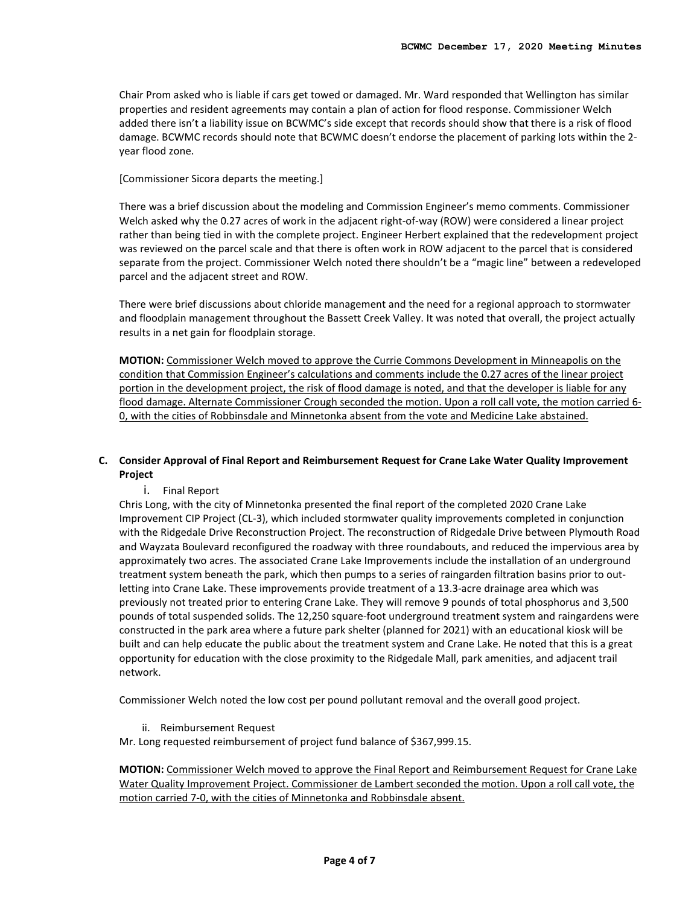Chair Prom asked who is liable if cars get towed or damaged. Mr. Ward responded that Wellington has similar properties and resident agreements may contain a plan of action for flood response. Commissioner Welch added there isn't a liability issue on BCWMC's side except that records should show that there is a risk of flood damage. BCWMC records should note that BCWMC doesn't endorse the placement of parking lots within the 2-year flood zone.

[Commissioner Sicora departs the meeting.]

There was a brief discussion about the modeling and Commission Engineer's memo comments. Commissioner Welch asked why the 0.27 acres of work in the adjacent right-of-way (ROW) were considered a linear project rather than being tied in with the complete project. Engineer Herbert explained that the redevelopment project was reviewed on the parcel scale and that there is often work in ROW adjacent to the parcel that is considered separate from the project. Commissioner Welch noted there shouldn't be a "magic line" between a redeveloped parcel and the adjacent street and ROW.

There were brief discussions about chloride management and the need for a regional approach to stormwater and floodplain management throughout the Bassett Creek Valley. It was noted that overall, the project actually results in a net gain for floodplain storage.

**MOTION:** Commissioner Welch moved to approve the Currie Commons Development in Minneapolis on the condition that Commission Engineer's calculations and comments include the 0.27 acres of the linear project portion in the development project, the risk of flood damage is noted, and that the developer is liable for any flood damage. Alternate Commissioner Crough seconded the motion. Upon a roll call vote, the motion carried 6-0, with the cities of Robbinsdale and Minnetonka absent from the vote and Medicine Lake abstained.

**C. Consider Approval of Final Report and Reimbursement Request for Crane Lake Water Quality Improvement Project**

i. Final Report

Chris Long, with the city of Minnetonka presented the final report of the completed 2020 Crane Lake Improvement CIP Project (CL-3), which included stormwater quality improvements completed in conjunction with the Ridgedale Drive Reconstruction Project. The reconstruction of Ridgedale Drive between Plymouth Road and Wayzata Boulevard reconfigured the roadway with three roundabouts, and reduced the impervious area by approximately two acres. The associated Crane Lake Improvements include the installation of an underground treatment system beneath the park, which then pumps to a series of raingarden filtration basins prior to out-letting into Crane Lake. These improvements provide treatment of a 13.3-acre drainage area which was previously not treated prior to entering Crane Lake. They will remove 9 pounds of total phosphorus and 3,500 pounds of total suspended solids. The 12,250 square-foot underground treatment system and raingardens were constructed in the park area where a future park shelter (planned for 2021) with an educational kiosk will be built and can help educate the public about the treatment system and Crane Lake. He noted that this is a great opportunity for education with the close proximity to the Ridgedale Mall, park amenities, and adjacent trail network.

Commissioner Welch noted the low cost per pound pollutant removal and the overall good project.

ii. Reimbursement Request

Mr. Long requested reimbursement of project fund balance of $367,999.15.

**MOTION:** Commissioner Welch moved to approve the Final Report and Reimbursement Request for Crane Lake Water Quality Improvement Project. Commissioner de Lambert seconded the motion. Upon a roll call vote, the motion carried 7-0, with the cities of Minnetonka and Robbinsdale absent.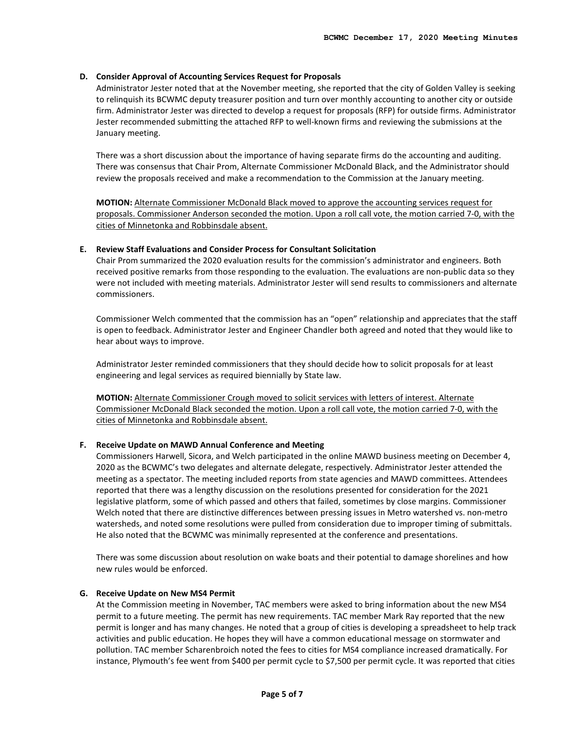**D. Consider Approval of Accounting Services Request for Proposals**

Administrator Jester noted that at the November meeting, she reported that the city of Golden Valley is seeking to relinquish its BCWMC deputy treasurer position and turn over monthly accounting to another city or outside firm. Administrator Jester was directed to develop a request for proposals (RFP) for outside firms. Administrator Jester recommended submitting the attached RFP to well-known firms and reviewing the submissions at the January meeting.

There was a short discussion about the importance of having separate firms do the accounting and auditing. There was consensus that Chair Prom, Alternate Commissioner McDonald Black, and the Administrator should review the proposals received and make a recommendation to the Commission at the January meeting.

**MOTION:** <u>Alternate Commissioner McDonald Black moved to approve the accounting services request for proposals. Commissioner Anderson seconded the motion. Upon a roll call vote, the motion carried 7-0, with the cities of Minnetonka and Robbinsdale absent.</u>

**E. Review Staff Evaluations and Consider Process for Consultant Solicitation**

Chair Prom summarized the 2020 evaluation results for the commission's administrator and engineers. Both received positive remarks from those responding to the evaluation. The evaluations are non-public data so they were not included with meeting materials. Administrator Jester will send results to commissioners and alternate commissioners.

Commissioner Welch commented that the commission has an "open" relationship and appreciates that the staff is open to feedback. Administrator Jester and Engineer Chandler both agreed and noted that they would like to hear about ways to improve.

Administrator Jester reminded commissioners that they should decide how to solicit proposals for at least engineering and legal services as required biennially by State law.

**MOTION:** <u>Alternate Commissioner Crough moved to solicit services with letters of interest. Alternate Commissioner McDonald Black seconded the motion. Upon a roll call vote, the motion carried 7-0, with the cities of Minnetonka and Robbinsdale absent.</u>

**F. Receive Update on MAWD Annual Conference and Meeting**

Commissioners Harwell, Sicora, and Welch participated in the online MAWD business meeting on December 4, 2020 as the BCWMC's two delegates and alternate delegate, respectively. Administrator Jester attended the meeting as a spectator. The meeting included reports from state agencies and MAWD committees. Attendees reported that there was a lengthy discussion on the resolutions presented for consideration for the 2021 legislative platform, some of which passed and others that failed, sometimes by close margins. Commissioner Welch noted that there are distinctive differences between pressing issues in Metro watershed vs. non-metro watersheds, and noted some resolutions were pulled from consideration due to improper timing of submittals. He also noted that the BCWMC was minimally represented at the conference and presentations.

There was some discussion about resolution on wake boats and their potential to damage shorelines and how new rules would be enforced.

**G. Receive Update on New MS4 Permit**

At the Commission meeting in November, TAC members were asked to bring information about the new MS4 permit to a future meeting. The permit has new requirements. TAC member Mark Ray reported that the new permit is longer and has many changes. He noted that a group of cities is developing a spreadsheet to help track activities and public education. He hopes they will have a common educational message on stormwater and pollution. TAC member Scharenbroich noted the fees to cities for MS4 compliance increased dramatically. For instance, Plymouth's fee went from $400 per permit cycle to $7,500 per permit cycle. It was reported that cities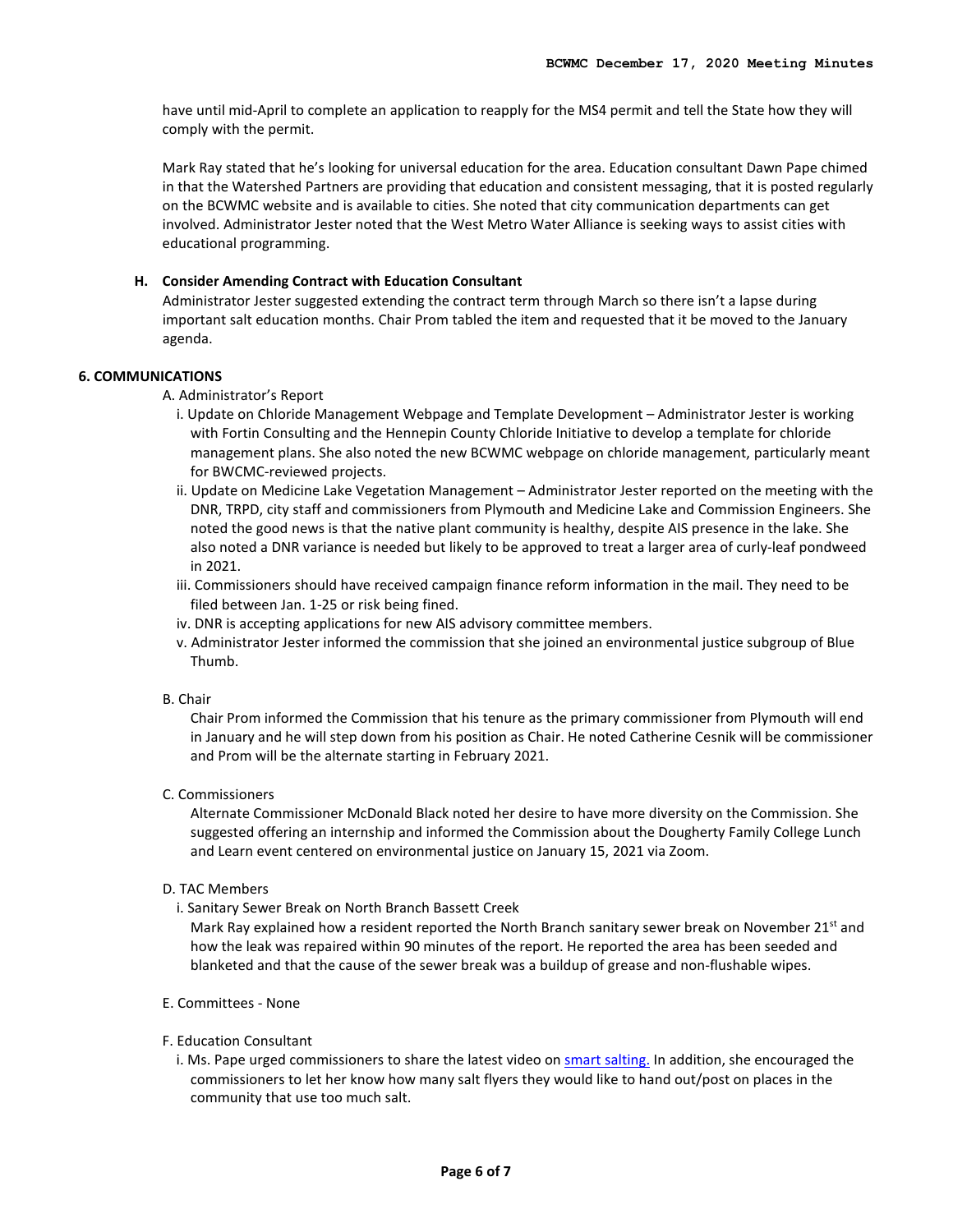have until mid-April to complete an application to reapply for the MS4 permit and tell the State how they will comply with the permit.

Mark Ray stated that he's looking for universal education for the area. Education consultant Dawn Pape chimed in that the Watershed Partners are providing that education and consistent messaging, that it is posted regularly on the BCWMC website and is available to cities. She noted that city communication departments can get involved. Administrator Jester noted that the West Metro Water Alliance is seeking ways to assist cities with educational programming.

**H. Consider Amending Contract with Education Consultant**

Administrator Jester suggested extending the contract term through March so there isn't a lapse during important salt education months. Chair Prom tabled the item and requested that it be moved to the January agenda.

**6. COMMUNICATIONS**

A. Administrator's Report

i. Update on Chloride Management Webpage and Template Development – Administrator Jester is working with Fortin Consulting and the Hennepin County Chloride Initiative to develop a template for chloride management plans. She also noted the new BCWMC webpage on chloride management, particularly meant for BWCMC-reviewed projects.

ii. Update on Medicine Lake Vegetation Management – Administrator Jester reported on the meeting with the DNR, TRPD, city staff and commissioners from Plymouth and Medicine Lake and Commission Engineers. She noted the good news is that the native plant community is healthy, despite AIS presence in the lake. She also noted a DNR variance is needed but likely to be approved to treat a larger area of curly-leaf pondweed in 2021.

iii. Commissioners should have received campaign finance reform information in the mail. They need to be filed between Jan. 1-25 or risk being fined.

iv. DNR is accepting applications for new AIS advisory committee members.

v. Administrator Jester informed the commission that she joined an environmental justice subgroup of Blue Thumb.

B. Chair

Chair Prom informed the Commission that his tenure as the primary commissioner from Plymouth will end in January and he will step down from his position as Chair. He noted Catherine Cesnik will be commissioner and Prom will be the alternate starting in February 2021.

C. Commissioners

Alternate Commissioner McDonald Black noted her desire to have more diversity on the Commission. She suggested offering an internship and informed the Commission about the Dougherty Family College Lunch and Learn event centered on environmental justice on January 15, 2021 via Zoom.

D. TAC Members

i. Sanitary Sewer Break on North Branch Bassett Creek

Mark Ray explained how a resident reported the North Branch sanitary sewer break on November 21st and how the leak was repaired within 90 minutes of the report. He reported the area has been seeded and blanketed and that the cause of the sewer break was a buildup of grease and non-flushable wipes.

E. Committees - None

F. Education Consultant

i. Ms. Pape urged commissioners to share the latest video on smart salting. In addition, she encouraged the commissioners to let her know how many salt flyers they would like to hand out/post on places in the community that use too much salt.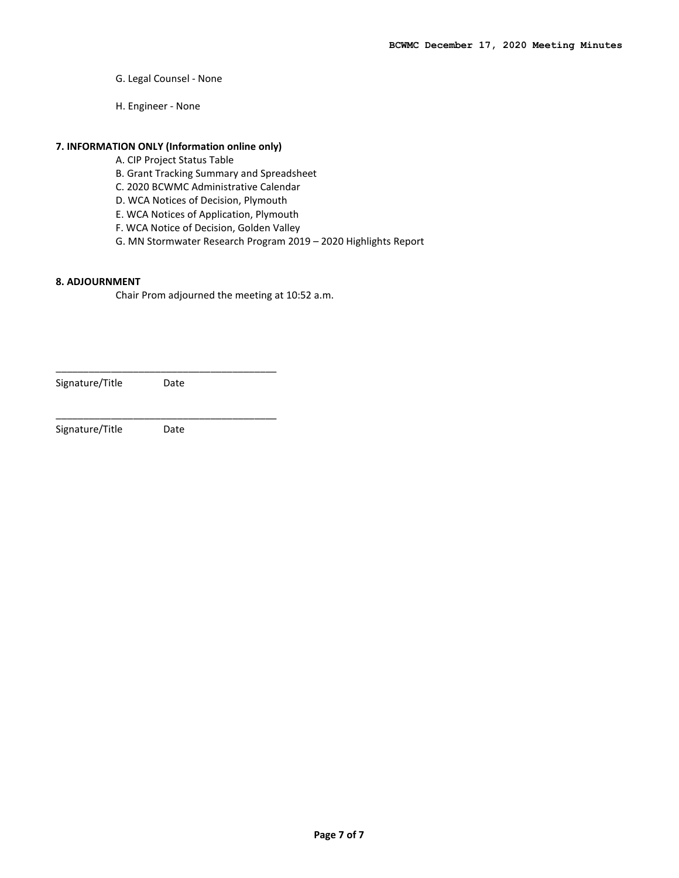G. Legal Counsel - None

H. Engineer - None

**7. INFORMATION ONLY (Information online only)**

A. CIP Project Status Table
B. Grant Tracking Summary and Spreadsheet
C. 2020 BCWMC Administrative Calendar
D. WCA Notices of Decision, Plymouth
E. WCA Notices of Application, Plymouth
F. WCA Notice of Decision, Golden Valley
G. MN Stormwater Research Program 2019 – 2020 Highlights Report

**8. ADJOURNMENT**

Chair Prom adjourned the meeting at 10:52 a.m.

\_\_\_\_\_\_\_\_\_\_\_\_\_\_\_\_\_\_\_\_\_\_\_\_\_\_\_\_\_\_\_\_\_\_\_\_\_\_\_\_

Signature/Title Date

\_\_\_\_\_\_\_\_\_\_\_\_\_\_\_\_\_\_\_\_\_\_\_\_\_\_\_\_\_\_\_\_\_\_\_\_\_\_\_\_

Signature/Title Date